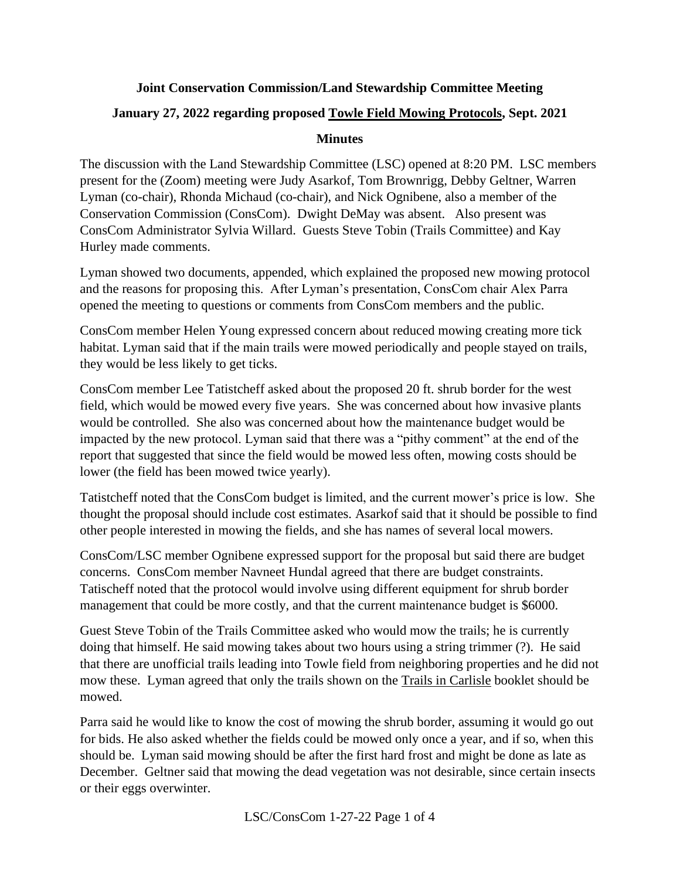**Joint Conservation Commission/Land Stewardship Committee Meeting**

**January 27, 2022 regarding proposed Towle Field Mowing Protocols, Sept. 2021**

**Minutes**

The discussion with the Land Stewardship Committee (LSC) opened at 8:20 PM. LSC members present for the (Zoom) meeting were Judy Asarkof, Tom Brownrigg, Debby Geltner, Warren Lyman (co-chair), Rhonda Michaud (co-chair), and Nick Ognibene, also a member of the Conservation Commission (ConsCom). Dwight DeMay was absent. Also present was ConsCom Administrator Sylvia Willard. Guests Steve Tobin (Trails Committee) and Kay Hurley made comments.

Lyman showed two documents, appended, which explained the proposed new mowing protocol and the reasons for proposing this. After Lyman's presentation, ConsCom chair Alex Parra opened the meeting to questions or comments from ConsCom members and the public.

ConsCom member Helen Young expressed concern about reduced mowing creating more tick habitat. Lyman said that if the main trails were mowed periodically and people stayed on trails, they would be less likely to get ticks.

ConsCom member Lee Tatistcheff asked about the proposed 20 ft. shrub border for the west field, which would be mowed every five years. She was concerned about how invasive plants would be controlled. She also was concerned about how the maintenance budget would be impacted by the new protocol. Lyman said that there was a "pithy comment" at the end of the report that suggested that since the field would be mowed less often, mowing costs should be lower (the field has been mowed twice yearly).

Tatistcheff noted that the ConsCom budget is limited, and the current mower's price is low. She thought the proposal should include cost estimates. Asarkof said that it should be possible to find other people interested in mowing the fields, and she has names of several local mowers.

ConsCom/LSC member Ognibene expressed support for the proposal but said there are budget concerns. ConsCom member Navneet Hundal agreed that there are budget constraints. Tatischeff noted that the protocol would involve using different equipment for shrub border management that could be more costly, and that the current maintenance budget is $6000.

Guest Steve Tobin of the Trails Committee asked who would mow the trails; he is currently doing that himself. He said mowing takes about two hours using a string trimmer (?). He said that there are unofficial trails leading into Towle field from neighboring properties and he did not mow these. Lyman agreed that only the trails shown on the Trails in Carlisle booklet should be mowed.

Parra said he would like to know the cost of mowing the shrub border, assuming it would go out for bids. He also asked whether the fields could be mowed only once a year, and if so, when this should be. Lyman said mowing should be after the first hard frost and might be done as late as December. Geltner said that mowing the dead vegetation was not desirable, since certain insects or their eggs overwinter.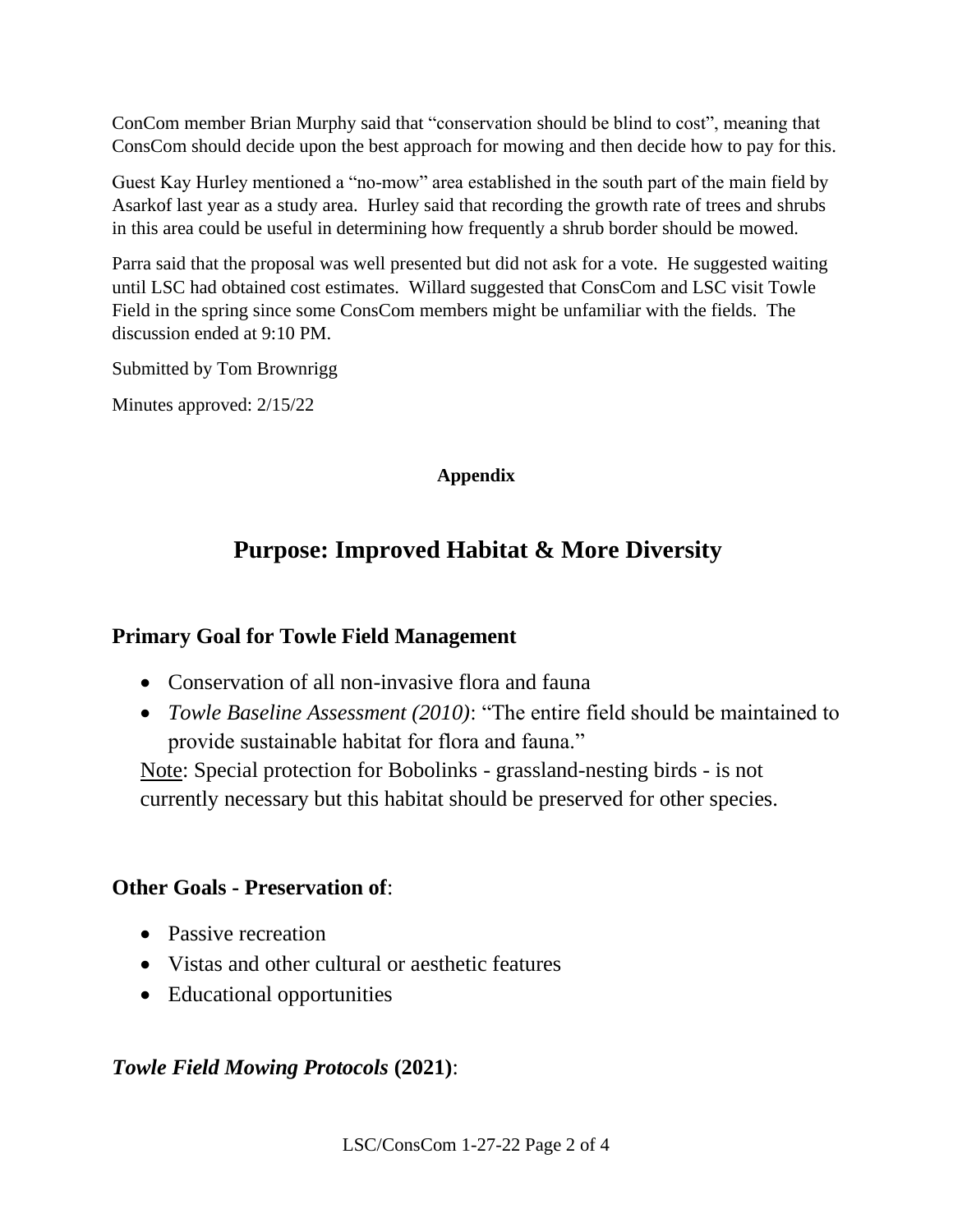ConCom member Brian Murphy said that "conservation should be blind to cost", meaning that ConsCom should decide upon the best approach for mowing and then decide how to pay for this.

Guest Kay Hurley mentioned a "no-mow" area established in the south part of the main field by Asarkof last year as a study area. Hurley said that recording the growth rate of trees and shrubs in this area could be useful in determining how frequently a shrub border should be mowed.

Parra said that the proposal was well presented but did not ask for a vote. He suggested waiting until LSC had obtained cost estimates. Willard suggested that ConsCom and LSC visit Towle Field in the spring since some ConsCom members might be unfamiliar with the fields. The discussion ended at 9:10 PM.

Submitted by Tom Brownrigg

Minutes approved: 2/15/22

**Appendix**

# Purpose: Improved Habitat & More Diversity

## Primary Goal for Towle Field Management

- Conservation of all non-invasive flora and fauna
- *Towle Baseline Assessment (2010)*: "The entire field should be maintained to provide sustainable habitat for flora and fauna."

<u>Note</u>: Special protection for Bobolinks - grassland-nesting birds - is not currently necessary but this habitat should be preserved for other species.

## Other Goals - Preservation of:

- Passive recreation
- Vistas and other cultural or aesthetic features
- Educational opportunities

## *Towle Field Mowing Protocols* (2021):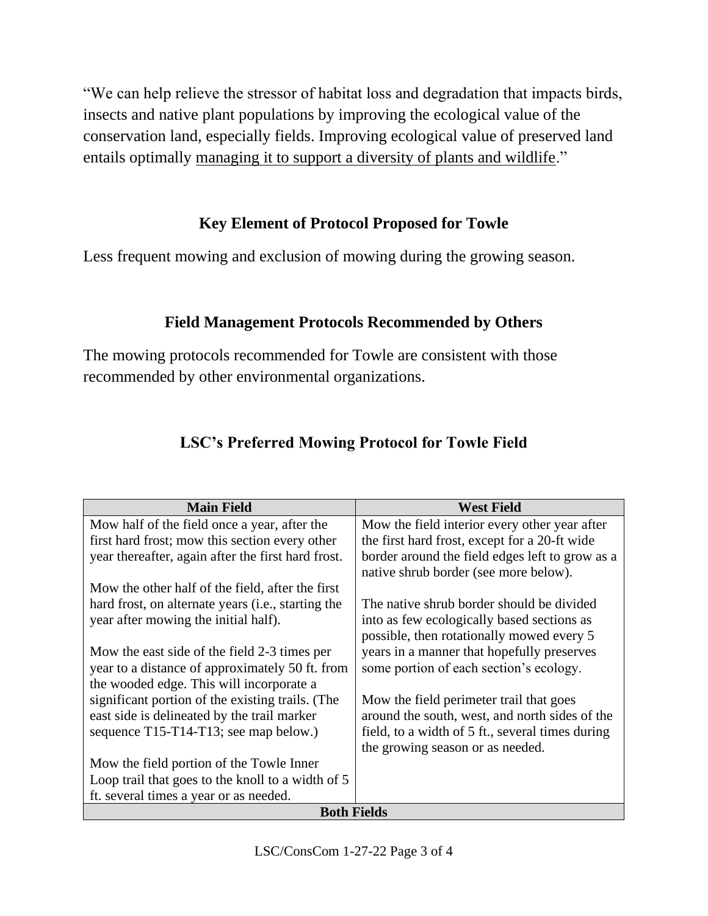"We can help relieve the stressor of habitat loss and degradation that impacts birds, insects and native plant populations by improving the ecological value of the conservation land, especially fields. Improving ecological value of preserved land entails optimally <u>managing it to support a diversity of plants and wildlife</u>."

## Key Element of Protocol Proposed for Towle

Less frequent mowing and exclusion of mowing during the growing season.

## Field Management Protocols Recommended by Others

The mowing protocols recommended for Towle are consistent with those recommended by other environmental organizations.

## LSC's Preferred Mowing Protocol for Towle Field

| Main Field | West Field |
|---|---|
| Mow half of the field once a year, after the first hard frost; mow this section every other year thereafter, again after the first hard frost.<br><br>Mow the other half of the field, after the first hard frost, on alternate years (i.e., starting the year after mowing the initial half).<br><br>Mow the east side of the field 2-3 times per year to a distance of approximately 50 ft. from the wooded edge. This will incorporate a significant portion of the existing trails. (The east side is delineated by the trail marker sequence T15-T14-T13; see map below.)<br><br>Mow the field portion of the Towle Inner Loop trail that goes to the knoll to a width of 5 ft. several times a year or as needed. | Mow the field interior every other year after the first hard frost, except for a 20-ft wide border around the field edges left to grow as a native shrub border (see more below).<br><br>The native shrub border should be divided into as few ecologically based sections as possible, then rotationally mowed every 5 years in a manner that hopefully preserves some portion of each section's ecology.<br><br>Mow the field perimeter trail that goes around the south, west, and north sides of the field, to a width of 5 ft., several times during the growing season or as needed. |
| **Both Fields** | |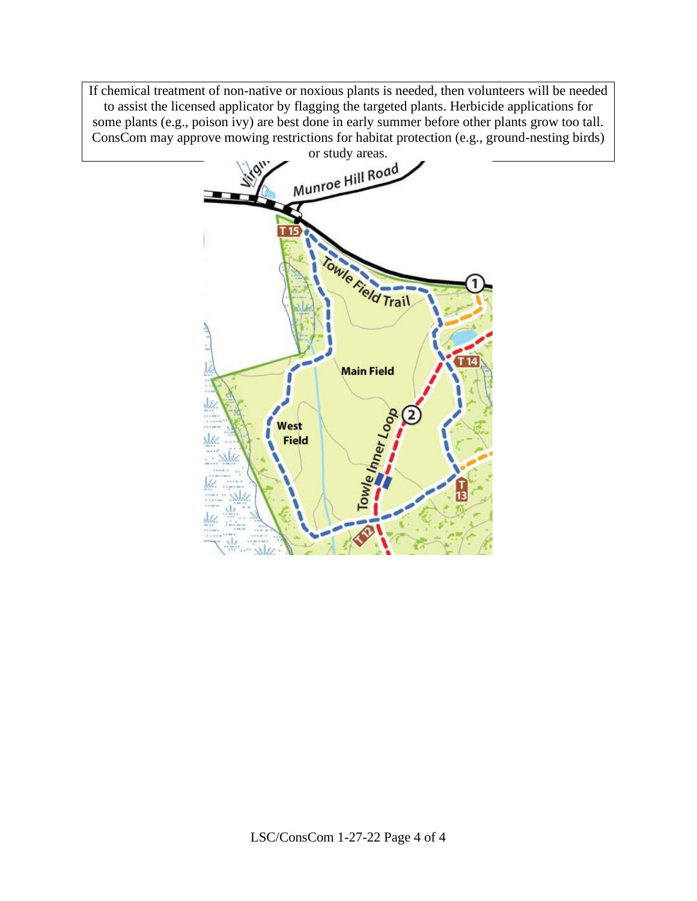If chemical treatment of non-native or noxious plants is needed, then volunteers will be needed to assist the licensed applicator by flagging the targeted plants. Herbicide applications for some plants (e.g., poison ivy) are best done in early summer before other plants grow too tall. ConsCom may approve mowing restrictions for habitat protection (e.g., ground-nesting birds) or study areas.

Munroe Hill Road

T 15

Towle Field Trail

1

T 14

Main Field

2

West Field

Towle Inner Loop

T 13

T 12